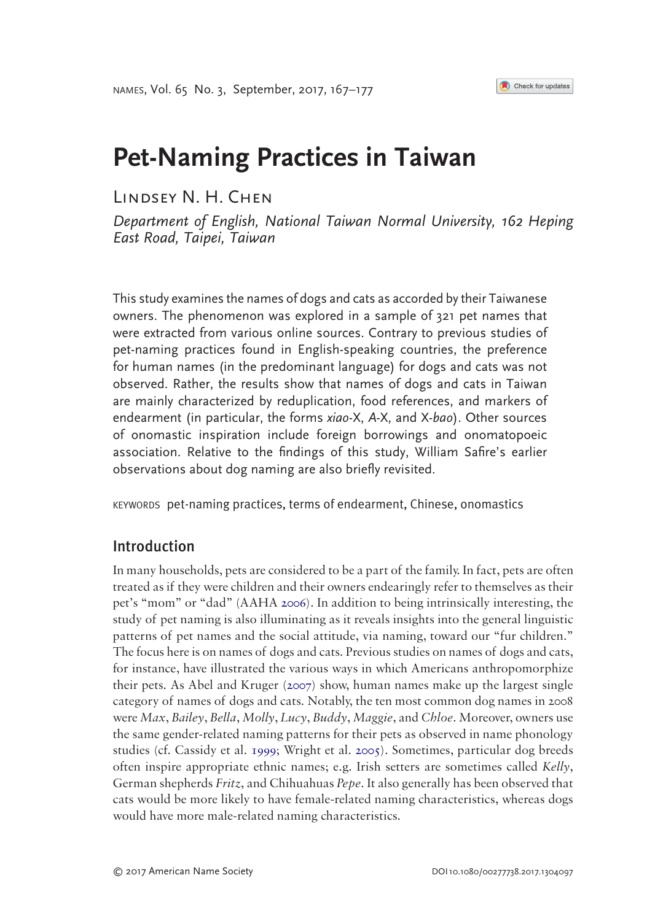# Pet-Naming Practices in Taiwan

Lindsey N. H. Chen

*Department of English, National Taiwan Normal University, 162 Heping East Road, Taipei, Taiwan*

This study examines the names of dogs and cats as accorded by their Taiwanese owners. The phenomenon was explored in a sample of 321 pet names that were extracted from various online sources. Contrary to previous studies of pet-naming practices found in English-speaking countries, the preference for human names (in the predominant language) for dogs and cats was not observed. Rather, the results show that names of dogs and cats in Taiwan are mainly characterized by reduplication, food references, and markers of endearment (in particular, the forms *xiao*-X, *A*-X, and X-*bao*). Other sources of onomastic inspiration include foreign borrowings and onomatopoeic association. Relative to the findings of this study, William Safire's earlier observations about dog naming are also briefly revisited.

KEYWORDS pet-naming practices, terms of endearment, Chinese, onomastics

## Introduction

In many households, pets are considered to be a part of the family. In fact, pets are often treated as if they were children and their owners endearingly refer to themselves as their pet's "mom" or "dad" (AAHA 2006). In addition to being intrinsically interesting, the study of pet naming is also illuminating as it reveals insights into the general linguistic patterns of pet names and the social attitude, via naming, toward our "fur children." The focus here is on names of dogs and cats. Previous studies on names of dogs and cats, for instance, have illustrated the various ways in which Americans anthropomorphize their pets. As Abel and Kruger (2007) show, human names make up the largest single category of names of dogs and cats. Notably, the ten most common dog names in 2008 were *Max*, *Bailey*, *Bella*, *Molly*, *Lucy*, *Buddy*, *Maggie*, and *Chloe*. Moreover, owners use the same gender-related naming patterns for their pets as observed in name phonology studies (cf. Cassidy et al. 1999; Wright et al. 2005). Sometimes, particular dog breeds often inspire appropriate ethnic names; e.g. Irish setters are sometimes called *Kelly*, German shepherds *Fritz*, and Chihuahuas *Pepe*. It also generally has been observed that cats would be more likely to have female-related naming characteristics, whereas dogs would have more male-related naming characteristics.

© 2017 American Name Society DOI 10.1080/00277738.2017.1304097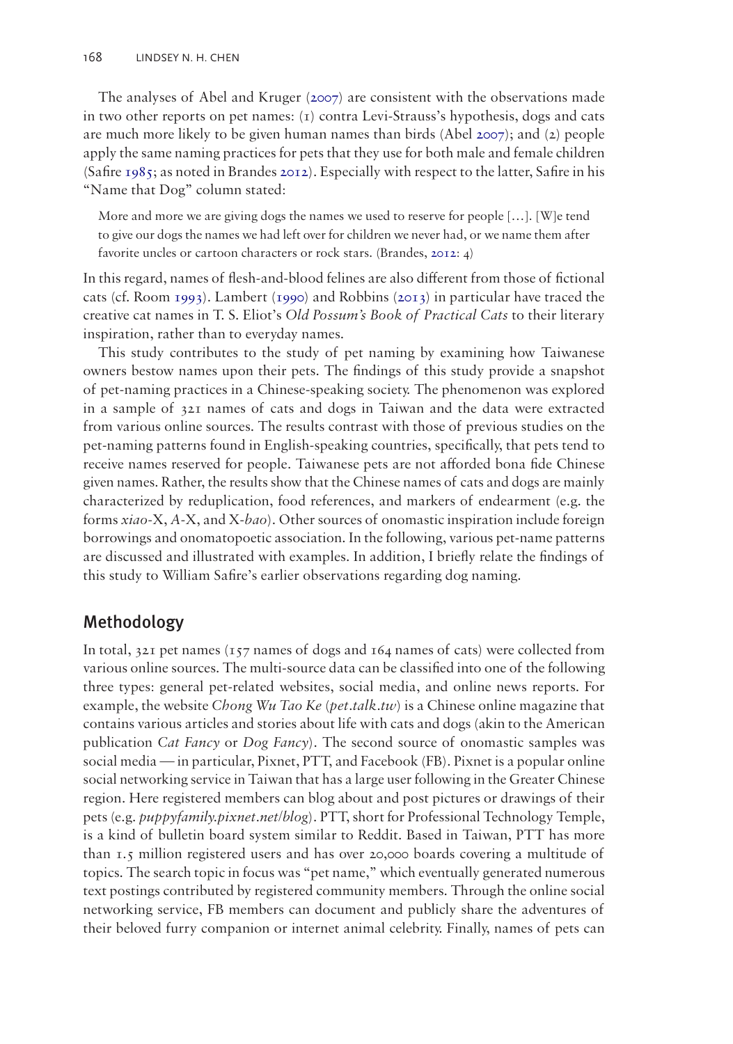The analyses of Abel and Kruger (2007) are consistent with the observations made in two other reports on pet names: (1) contra Levi-Strauss's hypothesis, dogs and cats are much more likely to be given human names than birds (Abel 2007); and (2) people apply the same naming practices for pets that they use for both male and female children (Safire 1985; as noted in Brandes 2012). Especially with respect to the latter, Safire in his "Name that Dog" column stated:

> More and more we are giving dogs the names we used to reserve for people [...]. [W]e tend to give our dogs the names we had left over for children we never had, or we name them after favorite uncles or cartoon characters or rock stars. (Brandes, 2012: 4)

In this regard, names of flesh-and-blood felines are also different from those of fictional cats (cf. Room 1993). Lambert (1990) and Robbins (2013) in particular have traced the creative cat names in T. S. Eliot's *Old Possum's Book of Practical Cats* to their literary inspiration, rather than to everyday names.

This study contributes to the study of pet naming by examining how Taiwanese owners bestow names upon their pets. The findings of this study provide a snapshot of pet-naming practices in a Chinese-speaking society. The phenomenon was explored in a sample of 321 names of cats and dogs in Taiwan and the data were extracted from various online sources. The results contrast with those of previous studies on the pet-naming patterns found in English-speaking countries, specifically, that pets tend to receive names reserved for people. Taiwanese pets are not afforded bona fide Chinese given names. Rather, the results show that the Chinese names of cats and dogs are mainly characterized by reduplication, food references, and markers of endearment (e.g. the forms *xiao*-X, *A*-X, and X-*bao*). Other sources of onomastic inspiration include foreign borrowings and onomatopoetic association. In the following, various pet-name patterns are discussed and illustrated with examples. In addition, I briefly relate the findings of this study to William Safire's earlier observations regarding dog naming.

## Methodology

In total, 321 pet names (157 names of dogs and 164 names of cats) were collected from various online sources. The multi-source data can be classified into one of the following three types: general pet-related websites, social media, and online news reports. For example, the website *Chong Wu Tao Ke* (*pet.talk.tw*) is a Chinese online magazine that contains various articles and stories about life with cats and dogs (akin to the American publication *Cat Fancy* or *Dog Fancy*). The second source of onomastic samples was social media — in particular, Pixnet, PTT, and Facebook (FB). Pixnet is a popular online social networking service in Taiwan that has a large user following in the Greater Chinese region. Here registered members can blog about and post pictures or drawings of their pets (e.g. *puppyfamily.pixnet.net/blog*). PTT, short for Professional Technology Temple, is a kind of bulletin board system similar to Reddit. Based in Taiwan, PTT has more than 1.5 million registered users and has over 20,000 boards covering a multitude of topics. The search topic in focus was "pet name," which eventually generated numerous text postings contributed by registered community members. Through the online social networking service, FB members can document and publicly share the adventures of their beloved furry companion or internet animal celebrity. Finally, names of pets can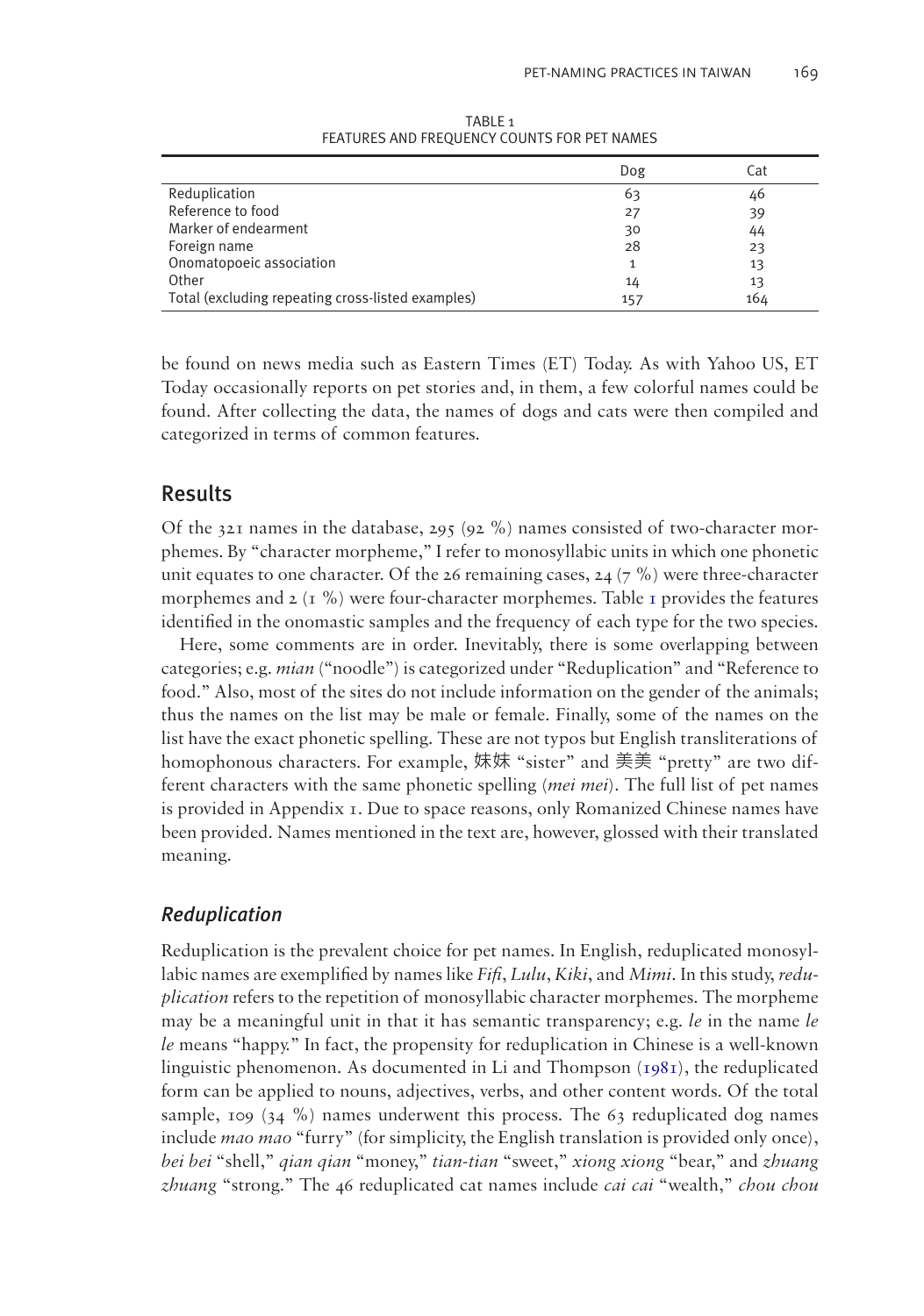TABLE 1
FEATURES AND FREQUENCY COUNTS FOR PET NAMES

| | Dog | Cat |
|---|---|---|
| Reduplication | 63 | 46 |
| Reference to food | 27 | 39 |
| Marker of endearment | 30 | 44 |
| Foreign name | 28 | 23 |
| Onomatopoeic association | 1 | 13 |
| Other | 14 | 13 |
| Total (excluding repeating cross-listed examples) | 157 | 164 |

be found on news media such as Eastern Times (ET) Today. As with Yahoo US, ET Today occasionally reports on pet stories and, in them, a few colorful names could be found. After collecting the data, the names of dogs and cats were then compiled and categorized in terms of common features.

## Results

Of the 321 names in the database, 295 (92 %) names consisted of two-character morphemes. By "character morpheme," I refer to monosyllabic units in which one phonetic unit equates to one character. Of the 26 remaining cases, 24 (7 %) were three-character morphemes and 2 (1 %) were four-character morphemes. Table 1 provides the features identified in the onomastic samples and the frequency of each type for the two species.

Here, some comments are in order. Inevitably, there is some overlapping between categories; e.g. *mian* ("noodle") is categorized under "Reduplication" and "Reference to food." Also, most of the sites do not include information on the gender of the animals; thus the names on the list may be male or female. Finally, some of the names on the list have the exact phonetic spelling. These are not typos but English transliterations of homophonous characters. For example, 妹妹 "sister" and 美美 "pretty" are two different characters with the same phonetic spelling (*mei mei*). The full list of pet names is provided in Appendix 1. Due to space reasons, only Romanized Chinese names have been provided. Names mentioned in the text are, however, glossed with their translated meaning.

### *Reduplication*

Reduplication is the prevalent choice for pet names. In English, reduplicated monosyllabic names are exemplified by names like *Fifi*, *Lulu*, *Kiki*, and *Mimi*. In this study, *reduplication* refers to the repetition of monosyllabic character morphemes. The morpheme may be a meaningful unit in that it has semantic transparency; e.g. *le* in the name *le le* means "happy." In fact, the propensity for reduplication in Chinese is a well-known linguistic phenomenon. As documented in Li and Thompson (1981), the reduplicated form can be applied to nouns, adjectives, verbs, and other content words. Of the total sample, 109 (34 %) names underwent this process. The 63 reduplicated dog names include *mao mao* "furry" (for simplicity, the English translation is provided only once), *bei bei* "shell," *qian qian* "money," *tian-tian* "sweet," *xiong xiong* "bear," and *zhuang zhuang* "strong." The 46 reduplicated cat names include *cai cai* "wealth," *chou chou*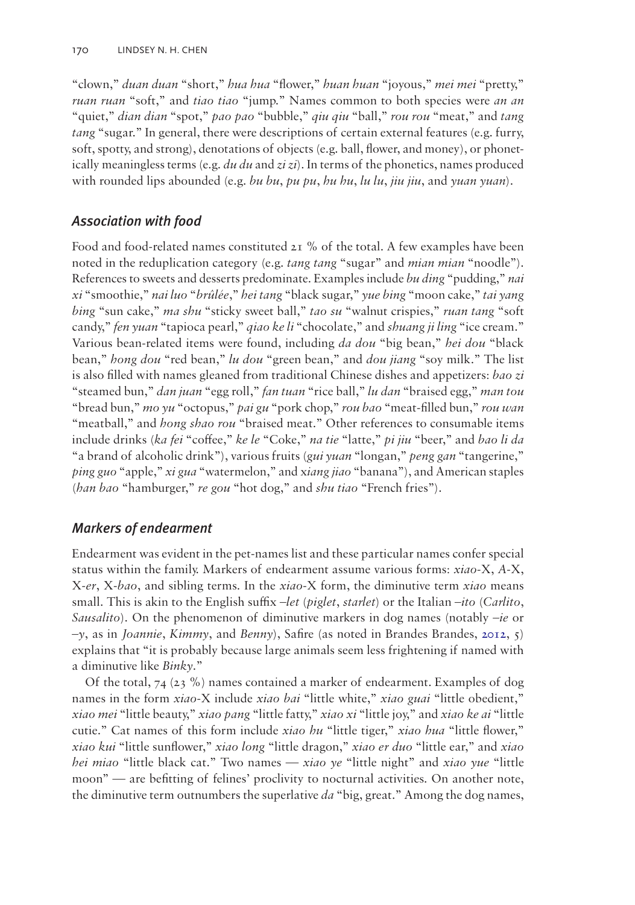"clown," *duan duan* "short," *hua hua* "flower," *huan huan* "joyous," *mei mei* "pretty," *ruan ruan* "soft," and *tiao tiao* "jump." Names common to both species were *an an* "quiet," *dian dian* "spot," *pao pao* "bubble," *qiu qiu* "ball," *rou rou* "meat," and *tang tang* "sugar." In general, there were descriptions of certain external features (e.g. furry, soft, spotty, and strong), denotations of objects (e.g. ball, flower, and money), or phonetically meaningless terms (e.g. *du du* and *zi zi*). In terms of the phonetics, names produced with rounded lips abounded (e.g. *bu bu*, *pu pu*, *hu hu*, *lu lu*, *jiu jiu*, and *yuan yuan*).

## *Association with food*

Food and food-related names constituted 21 % of the total. A few examples have been noted in the reduplication category (e.g. *tang tang* "sugar" and *mian mian* "noodle"). References to sweets and desserts predominate. Examples include *bu ding* "pudding," *nai xi* "smoothie," *nai luo* "*brûlée*," *hei tang* "black sugar," *yue bing* "moon cake," *tai yang bing* "sun cake," *ma shu* "sticky sweet ball," *tao su* "walnut crispies," *ruan tang* "soft candy," *fen yuan* "tapioca pearl," *qiao ke li* "chocolate," and *shuang ji ling* "ice cream." Various bean-related items were found, including *da dou* "big bean," *hei dou* "black bean," *hong dou* "red bean," *lu dou* "green bean," and *dou jiang* "soy milk." The list is also filled with names gleaned from traditional Chinese dishes and appetizers: *bao zi* "steamed bun," *dan juan* "egg roll," *fan tuan* "rice ball," *lu dan* "braised egg," *man tou* "bread bun," *mo yu* "octopus," *pai gu* "pork chop," *rou bao* "meat-filled bun," *rou wan* "meatball," and *hong shao rou* "braised meat." Other references to consumable items include drinks (*ka fei* "coffee," *ke le* "Coke," *na tie* "latte," *pi jiu* "beer," and *bao li da* "a brand of alcoholic drink"), various fruits (*gui yuan* "longan," *peng gan* "tangerine," *ping guo* "apple," *xi gua* "watermelon," and *xiang jiao* "banana"), and American staples (*han bao* "hamburger," *re gou* "hot dog," and *shu tiao* "French fries").

## *Markers of endearment*

Endearment was evident in the pet-names list and these particular names confer special status within the family. Markers of endearment assume various forms: *xiao*-X, *A*-X, X-*er*, X-*bao*, and sibling terms. In the *xiao*-X form, the diminutive term *xiao* means small. This is akin to the English suffix *–let* (*piglet*, *starlet*) or the Italian *–ito* (*Carlito*, *Sausalito*). On the phenomenon of diminutive markers in dog names (notably *–ie* or *–y*, as in *Joannie*, *Kimmy*, and *Benny*), Safire (as noted in Brandes Brandes, 2012, 5) explains that "it is probably because large animals seem less frightening if named with a diminutive like *Binky*."

Of the total, 74 (23 %) names contained a marker of endearment. Examples of dog names in the form *xiao*-X include *xiao bai* "little white," *xiao guai* "little obedient," *xiao mei* "little beauty," *xiao pang* "little fatty," *xiao xi* "little joy," and *xiao ke ai* "little cutie." Cat names of this form include *xiao hu* "little tiger," *xiao hua* "little flower," *xiao kui* "little sunflower," *xiao long* "little dragon," *xiao er duo* "little ear," and *xiao hei miao* "little black cat." Two names — *xiao ye* "little night" and *xiao yue* "little moon" — are befitting of felines' proclivity to nocturnal activities. On another note, the diminutive term outnumbers the superlative *da* "big, great." Among the dog names,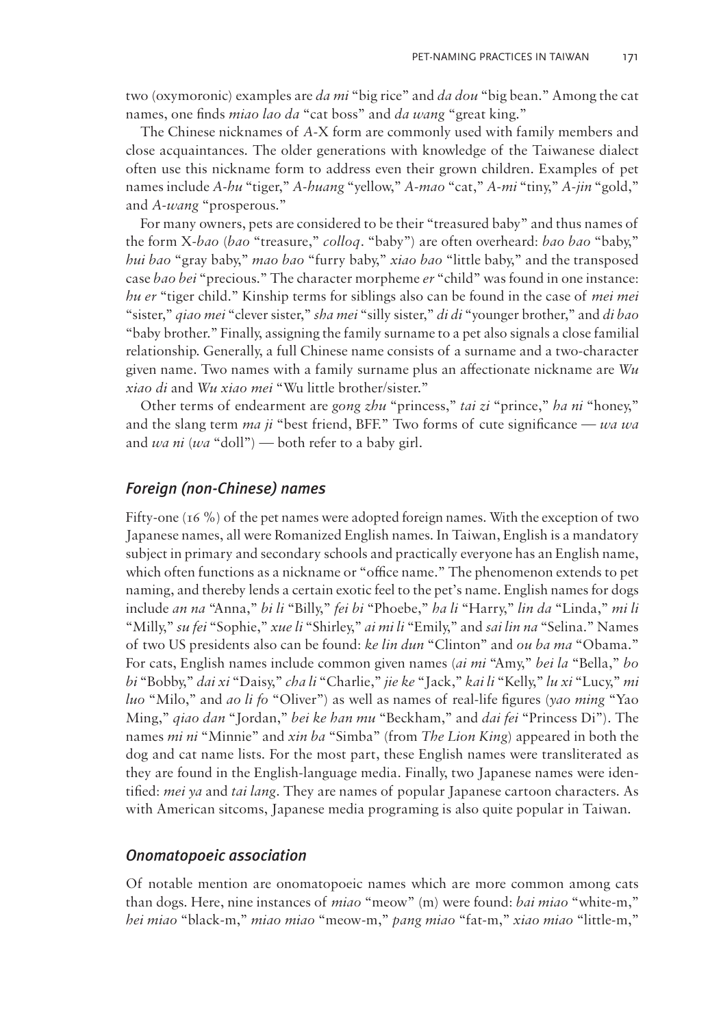two (oxymoronic) examples are *da mi* "big rice" and *da dou* "big bean." Among the cat names, one finds *miao lao da* "cat boss" and *da wang* "great king."

The Chinese nicknames of *A*-X form are commonly used with family members and close acquaintances. The older generations with knowledge of the Taiwanese dialect often use this nickname form to address even their grown children. Examples of pet names include *A-hu* "tiger," *A-huang* "yellow," *A-mao* "cat," *A-mi* "tiny," *A-jin* "gold," and *A-wang* "prosperous."

For many owners, pets are considered to be their "treasured baby" and thus names of the form X-*bao* (*bao* "treasure," *colloq.* "baby") are often overheard: *bao bao* "baby," *hui bao* "gray baby," *mao bao* "furry baby," *xiao bao* "little baby," and the transposed case *bao bei* "precious." The character morpheme *er* "child" was found in one instance: *hu er* "tiger child." Kinship terms for siblings also can be found in the case of *mei mei* "sister," *qiao mei* "clever sister," *sha mei* "silly sister," *di di* "younger brother," and *di bao* "baby brother." Finally, assigning the family surname to a pet also signals a close familial relationship. Generally, a full Chinese name consists of a surname and a two-character given name. Two names with a family surname plus an affectionate nickname are *Wu xiao di* and *Wu xiao mei* "Wu little brother/sister."

Other terms of endearment are *gong zhu* "princess," *tai zi* "prince," *ha ni* "honey," and the slang term *ma ji* "best friend, BFF." Two forms of cute significance — *wa wa* and *wa ni* (*wa* "doll") — both refer to a baby girl.

## *Foreign (non-Chinese) names*

Fifty-one (16 %) of the pet names were adopted foreign names. With the exception of two Japanese names, all were Romanized English names. In Taiwan, English is a mandatory subject in primary and secondary schools and practically everyone has an English name, which often functions as a nickname or "office name." The phenomenon extends to pet naming, and thereby lends a certain exotic feel to the pet's name. English names for dogs include *an na* "Anna," *bi li* "Billy," *fei bi* "Phoebe," *ha li* "Harry," *lin da* "Linda," *mi li* "Milly," *su fei* "Sophie," *xue li* "Shirley," *ai mi li* "Emily," and *sai lin na* "Selina." Names of two US presidents also can be found: *ke lin dun* "Clinton" and *ou ba ma* "Obama." For cats, English names include common given names (*ai mi* "Amy," *bei la* "Bella," *bo bi* "Bobby," *dai xi* "Daisy," *cha li* "Charlie," *jie ke* "Jack," *kai li* "Kelly," *lu xi* "Lucy," *mi luo* "Milo," and *ao li fo* "Oliver") as well as names of real-life figures (*yao ming* "Yao Ming," *qiao dan* "Jordan," *bei ke han mu* "Beckham," and *dai fei* "Princess Di"). The names *mi ni* "Minnie" and *xin ba* "Simba" (from *The Lion King*) appeared in both the dog and cat name lists. For the most part, these English names were transliterated as they are found in the English-language media. Finally, two Japanese names were identified: *mei ya* and *tai lang*. They are names of popular Japanese cartoon characters. As with American sitcoms, Japanese media programing is also quite popular in Taiwan.

## *Onomatopoeic association*

Of notable mention are onomatopoeic names which are more common among cats than dogs. Here, nine instances of *miao* "meow" (m) were found: *bai miao* "white-m," *hei miao* "black-m," *miao miao* "meow-m," *pang miao* "fat-m," *xiao miao* "little-m,"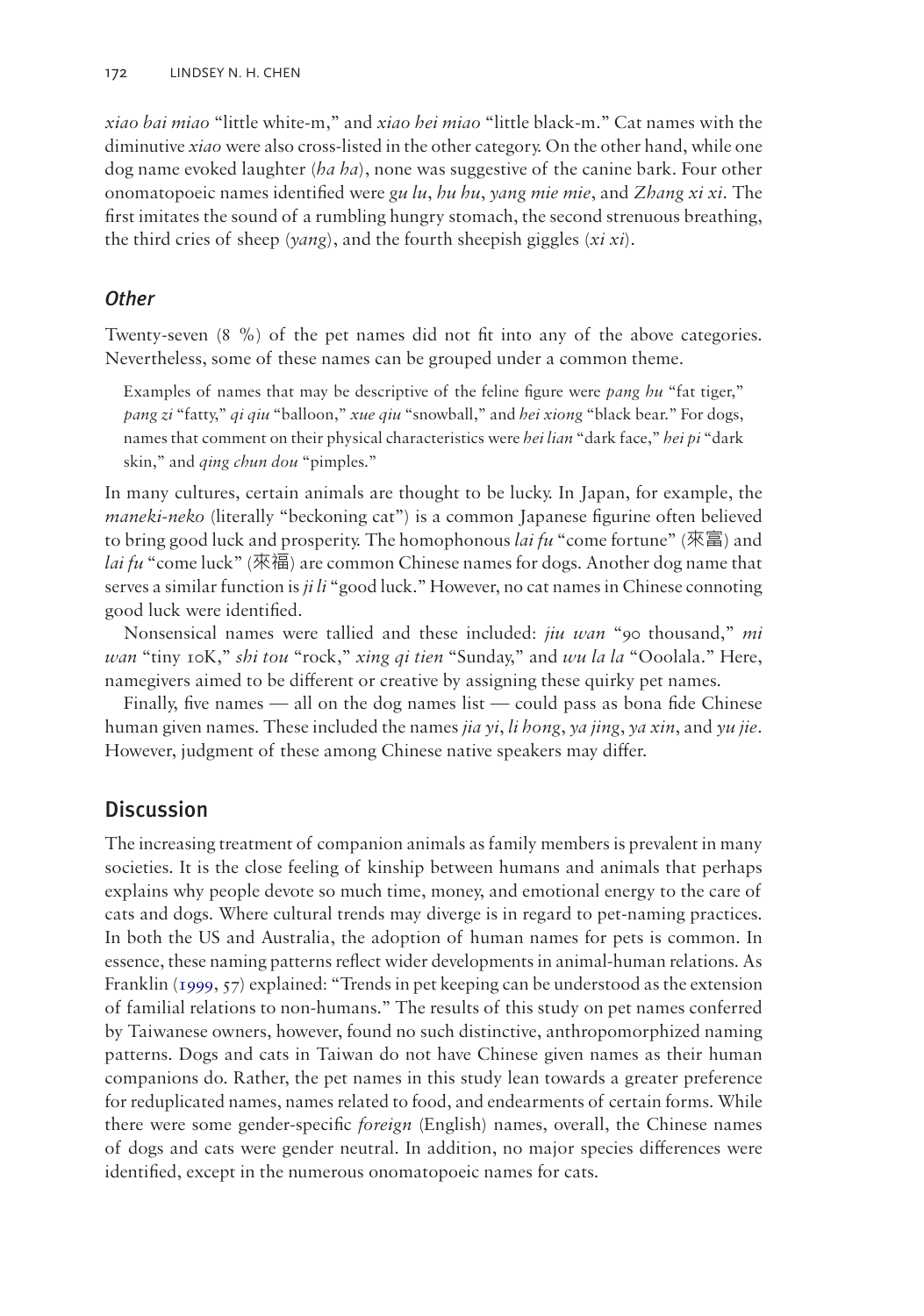*xiao bai miao* "little white-m," and *xiao hei miao* "little black-m." Cat names with the diminutive *xiao* were also cross-listed in the other category. On the other hand, while one dog name evoked laughter (*ha ha*), none was suggestive of the canine bark. Four other onomatopoeic names identified were *gu lu*, *hu hu*, *yang mie mie*, and *Zhang xi xi*. The first imitates the sound of a rumbling hungry stomach, the second strenuous breathing, the third cries of sheep (*yang*), and the fourth sheepish giggles (*xi xi*).

### *Other*

Twenty-seven (8 %) of the pet names did not fit into any of the above categories. Nevertheless, some of these names can be grouped under a common theme.

> Examples of names that may be descriptive of the feline figure were *pang hu* "fat tiger," *pang zi* "fatty," *qi qiu* "balloon," *xue qiu* "snowball," and *hei xiong* "black bear." For dogs, names that comment on their physical characteristics were *hei lian* "dark face," *hei pi* "dark skin," and *qing chun dou* "pimples."

In many cultures, certain animals are thought to be lucky. In Japan, for example, the *maneki-neko* (literally "beckoning cat") is a common Japanese figurine often believed to bring good luck and prosperity. The homophonous *lai fu* "come fortune" (來富) and *lai fu* "come luck" (來福) are common Chinese names for dogs. Another dog name that serves a similar function is *ji li* "good luck." However, no cat names in Chinese connoting good luck were identified.

Nonsensical names were tallied and these included: *jiu wan* "90 thousand," *mi wan* "tiny 10K," *shi tou* "rock," *xing qi tien* "Sunday," and *wu la la* "Ooolala." Here, namegivers aimed to be different or creative by assigning these quirky pet names.

Finally, five names — all on the dog names list — could pass as bona fide Chinese human given names. These included the names *jia yi*, *li hong*, *ya jing*, *ya xin*, and *yu jie*. However, judgment of these among Chinese native speakers may differ.

## Discussion

The increasing treatment of companion animals as family members is prevalent in many societies. It is the close feeling of kinship between humans and animals that perhaps explains why people devote so much time, money, and emotional energy to the care of cats and dogs. Where cultural trends may diverge is in regard to pet-naming practices. In both the US and Australia, the adoption of human names for pets is common. In essence, these naming patterns reflect wider developments in animal-human relations. As Franklin (1999, 57) explained: "Trends in pet keeping can be understood as the extension of familial relations to non-humans." The results of this study on pet names conferred by Taiwanese owners, however, found no such distinctive, anthropomorphized naming patterns. Dogs and cats in Taiwan do not have Chinese given names as their human companions do. Rather, the pet names in this study lean towards a greater preference for reduplicated names, names related to food, and endearments of certain forms. While there were some gender-specific *foreign* (English) names, overall, the Chinese names of dogs and cats were gender neutral. In addition, no major species differences were identified, except in the numerous onomatopoeic names for cats.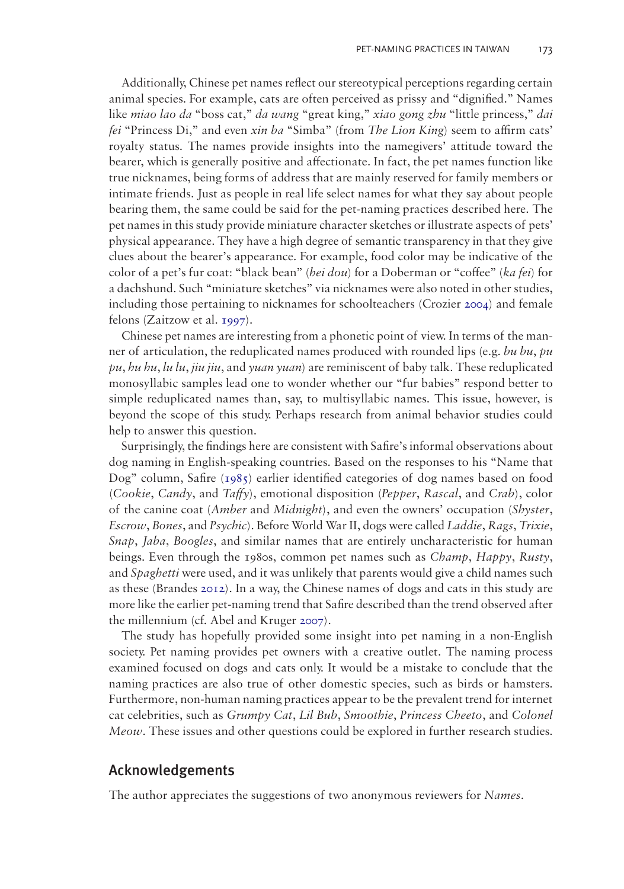Additionally, Chinese pet names reflect our stereotypical perceptions regarding certain animal species. For example, cats are often perceived as prissy and "dignified." Names like *miao lao da* "boss cat," *da wang* "great king," *xiao gong zhu* "little princess," *dai fei* "Princess Di," and even *xin ba* "Simba" (from *The Lion King*) seem to affirm cats' royalty status. The names provide insights into the namegivers' attitude toward the bearer, which is generally positive and affectionate. In fact, the pet names function like true nicknames, being forms of address that are mainly reserved for family members or intimate friends. Just as people in real life select names for what they say about people bearing them, the same could be said for the pet-naming practices described here. The pet names in this study provide miniature character sketches or illustrate aspects of pets' physical appearance. They have a high degree of semantic transparency in that they give clues about the bearer's appearance. For example, food color may be indicative of the color of a pet's fur coat: "black bean" (*hei dou*) for a Doberman or "coffee" (*ka fei*) for a dachshund. Such "miniature sketches" via nicknames were also noted in other studies, including those pertaining to nicknames for schoolteachers (Crozier 2004) and female felons (Zaitzow et al. 1997).

Chinese pet names are interesting from a phonetic point of view. In terms of the manner of articulation, the reduplicated names produced with rounded lips (e.g. *bu bu*, *pu pu*, *hu hu*, *lu lu*, *jiu jiu*, and *yuan yuan*) are reminiscent of baby talk. These reduplicated monosyllabic samples lead one to wonder whether our "fur babies" respond better to simple reduplicated names than, say, to multisyllabic names. This issue, however, is beyond the scope of this study. Perhaps research from animal behavior studies could help to answer this question.

Surprisingly, the findings here are consistent with Safire's informal observations about dog naming in English-speaking countries. Based on the responses to his "Name that Dog" column, Safire (1985) earlier identified categories of dog names based on food (*Cookie*, *Candy*, and *Taffy*), emotional disposition (*Pepper*, *Rascal*, and *Crab*), color of the canine coat (*Amber* and *Midnight*), and even the owners' occupation (*Shyster*, *Escrow*, *Bones*, and *Psychic*). Before World War II, dogs were called *Laddie*, *Rags*, *Trixie*, *Snap*, *Jaba*, *Boogles*, and similar names that are entirely uncharacteristic for human beings. Even through the 1980s, common pet names such as *Champ*, *Happy*, *Rusty*, and *Spaghetti* were used, and it was unlikely that parents would give a child names such as these (Brandes 2012). In a way, the Chinese names of dogs and cats in this study are more like the earlier pet-naming trend that Safire described than the trend observed after the millennium (cf. Abel and Kruger 2007).

The study has hopefully provided some insight into pet naming in a non-English society. Pet naming provides pet owners with a creative outlet. The naming process examined focused on dogs and cats only. It would be a mistake to conclude that the naming practices are also true of other domestic species, such as birds or hamsters. Furthermore, non-human naming practices appear to be the prevalent trend for internet cat celebrities, such as *Grumpy Cat*, *Lil Bub*, *Smoothie*, *Princess Cheeto*, and *Colonel Meow*. These issues and other questions could be explored in further research studies.

## Acknowledgements

The author appreciates the suggestions of two anonymous reviewers for *Names*.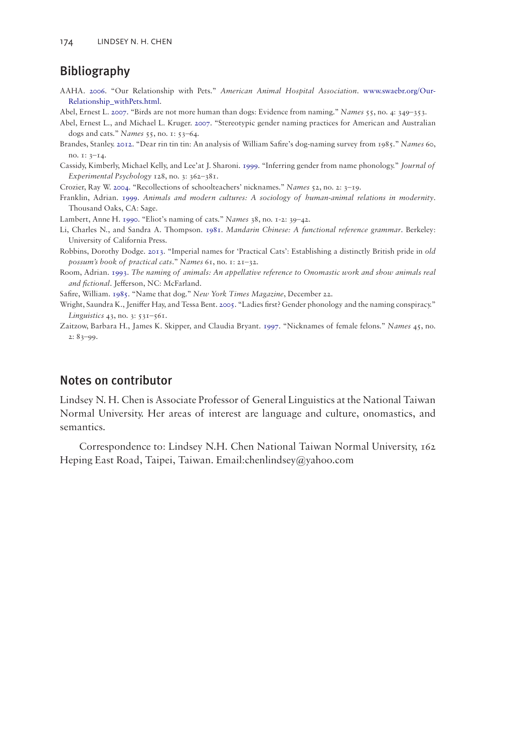## Bibliography

AAHA. 2006. "Our Relationship with Pets." *American Animal Hospital Association*. www.swaebr.org/Our-Relationship_withPets.html.

Abel, Ernest L. 2007. "Birds are not more human than dogs: Evidence from naming." *Names* 55, no. 4: 349–353.

Abel, Ernest L., and Michael L. Kruger. 2007. "Stereotypic gender naming practices for American and Australian dogs and cats." *Names* 55, no. 1: 53–64.

Brandes, Stanley. 2012. "Dear rin tin tin: An analysis of William Safire's dog-naming survey from 1985." *Names* 60, no. 1: 3–14.

Cassidy, Kimberly, Michael Kelly, and Lee'at J. Sharoni. 1999. "Inferring gender from name phonology." *Journal of Experimental Psychology* 128, no. 3: 362–381.

Crozier, Ray W. 2004. "Recollections of schoolteachers' nicknames." *Names* 52, no. 2: 3–19.

Franklin, Adrian. 1999. *Animals and modern cultures: A sociology of human-animal relations in modernity*. Thousand Oaks, CA: Sage.

Lambert, Anne H. 1990. "Eliot's naming of cats." *Names* 38, no. 1-2: 39–42.

Li, Charles N., and Sandra A. Thompson. 1981. *Mandarin Chinese: A functional reference grammar*. Berkeley: University of California Press.

Robbins, Dorothy Dodge. 2013. "Imperial names for 'Practical Cats': Establishing a distinctly British pride in *old possum's book of practical cats*." *Names* 61, no. 1: 21–32.

Room, Adrian. 1993. *The naming of animals: An appellative reference to Onomastic work and show animals real and fictional*. Jefferson, NC: McFarland.

Safire, William. 1985. "Name that dog." *New York Times Magazine*, December 22.

Wright, Saundra K., Jeniffer Hay, and Tessa Bent. 2005. "Ladies first? Gender phonology and the naming conspiracy." *Linguistics* 43, no. 3: 531–561.

Zaitzow, Barbara H., James K. Skipper, and Claudia Bryant. 1997. "Nicknames of female felons." *Names* 45, no. 2: 83–99.

## Notes on contributor

Lindsey N. H. Chen is Associate Professor of General Linguistics at the National Taiwan Normal University. Her areas of interest are language and culture, onomastics, and semantics.

Correspondence to: Lindsey N.H. Chen National Taiwan Normal University, 162 Heping East Road, Taipei, Taiwan. Email:chenlindsey@yahoo.com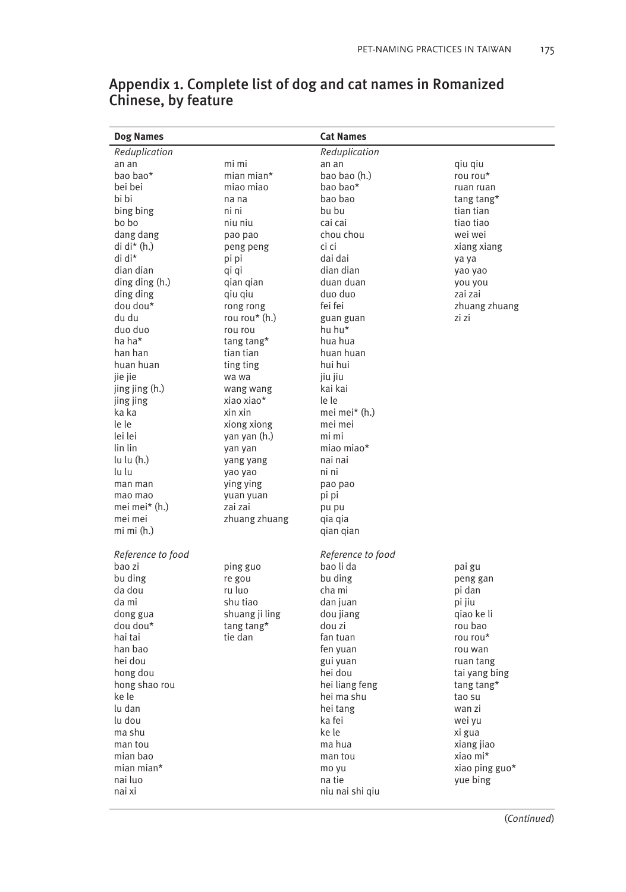## Appendix 1. Complete list of dog and cat names in Romanized Chinese, by feature

| Dog Names | | Cat Names | |
|---|---|---|---|
| *Reduplication* | | *Reduplication* | |
| an an | mi mi | an an | qiu qiu |
| bao bao* | mian mian* | bao bao (h.) | rou rou* |
| bei bei | miao miao | bao bao* | ruan ruan |
| bi bi | na na | bao bao | tang tang* |
| bing bing | ni ni | bu bu | tian tian |
| bo bo | niu niu | cai cai | tiao tiao |
| dang dang | pao pao | chou chou | wei wei |
| di di* (h.) | peng peng | ci ci | xiang xiang |
| di di* | pi pi | dai dai | ya ya |
| dian dian | qi qi | dian dian | yao yao |
| ding ding (h.) | qian qian | duan duan | you you |
| ding ding | qiu qiu | duo duo | zai zai |
| dou dou* | rong rong | fei fei | zhuang zhuang |
| du du | rou rou* (h.) | guan guan | zi zi |
| duo duo | rou rou | hu hu* | |
| ha ha* | tang tang* | hua hua | |
| han han | tian tian | huan huan | |
| huan huan | ting ting | hui hui | |
| jie jie | wa wa | jiu jiu | |
| jing jing (h.) | wang wang | kai kai | |
| jing jing | xiao xiao* | le le | |
| ka ka | xin xin | mei mei* (h.) | |
| le le | xiong xiong | mei mei | |
| lei lei | yan yan (h.) | mi mi | |
| lin lin | yan yan | miao miao* | |
| lu lu (h.) | yang yang | nai nai | |
| lu lu | yao yao | ni ni | |
| man man | ying ying | pao pao | |
| mao mao | yuan yuan | pi pi | |
| mei mei* (h.) | zai zai | pu pu | |
| mei mei | zhuang zhuang | qia qia | |
| mi mi (h.) | | qian qian | |
| | | | |
| *Reference to food* | | *Reference to food* | |
| bao zi | ping guo | bao li da | pai gu |
| bu ding | re gou | bu ding | peng gan |
| da dou | ru luo | cha mi | pi dan |
| da mi | shu tiao | dan juan | pi jiu |
| dong gua | shuang ji ling | dou jiang | qiao ke li |
| dou dou* | tang tang* | dou zi | rou bao |
| hai tai | tie dan | fan tuan | rou rou* |
| han bao | | fen yuan | rou wan |
| hei dou | | gui yuan | ruan tang |
| hong dou | | hei dou | tai yang bing |
| hong shao rou | | hei liang feng | tang tang* |
| ke le | | hei ma shu | tao su |
| lu dan | | hei tang | wan zi |
| lu dou | | ka fei | wei yu |
| ma shu | | ke le | xi gua |
| man tou | | ma hua | xiang jiao |
| mian bao | | man tou | xiao mi* |
| mian mian* | | mo yu | xiao ping guo* |
| nai luo | | na tie | yue bing |
| nai xi | | niu nai shi qiu | |

(*Continued*)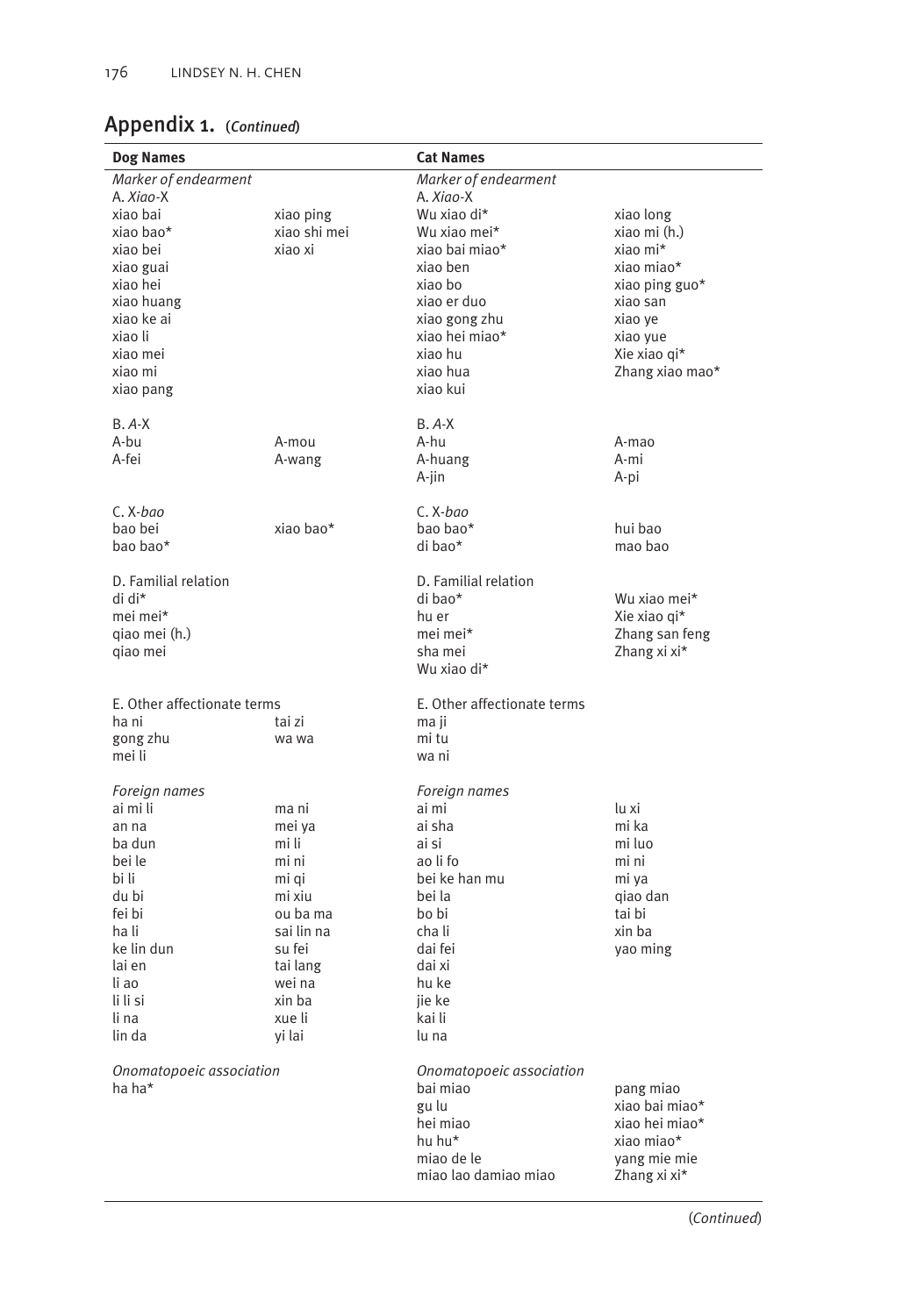## Appendix 1. (*Continued*)

| Dog Names | | Cat Names | |
|---|---|---|---|
| *Marker of endearment* | | *Marker of endearment* | |
| A. *Xiao*-X | | A. *Xiao*-X | |
| xiao bai | xiao ping | Wu xiao di* | xiao long |
| xiao bao* | xiao shi mei | Wu xiao mei* | xiao mi (h.) |
| xiao bei | xiao xi | xiao bai miao* | xiao mi* |
| xiao guai | | xiao ben | xiao miao* |
| xiao hei | | xiao bo | xiao ping guo* |
| xiao huang | | xiao er duo | xiao san |
| xiao ke ai | | xiao gong zhu | xiao ye |
| xiao li | | xiao hei miao* | xiao yue |
| xiao mei | | xiao hu | Xie xiao qi* |
| xiao mi | | xiao hua | Zhang xiao mao* |
| xiao pang | | xiao kui | |
| B. *A*-X | | B. *A*-X | |
| A-bu | A-mou | A-hu | A-mao |
| A-fei | A-wang | A-huang | A-mi |
| | | A-jin | A-pi |
| C. X-*bao* | | C. X-*bao* | |
| bao bei | xiao bao* | bao bao* | hui bao |
| bao bao* | | di bao* | mao bao |
| D. Familial relation | | D. Familial relation | |
| di di* | | di bao* | Wu xiao mei* |
| mei mei* | | hu er | Xie xiao qi* |
| qiao mei (h.) | | mei mei* | Zhang san feng |
| qiao mei | | sha mei | Zhang xi xi* |
| | | Wu xiao di* | |
| E. Other affectionate terms | | E. Other affectionate terms | |
| ha ni | tai zi | ma ji | |
| gong zhu | wa wa | mi tu | |
| mei li | | wa ni | |
| *Foreign names* | | *Foreign names* | |
| ai mi li | ma ni | ai mi | lu xi |
| an na | mei ya | ai sha | mi ka |
| ba dun | mi li | ai si | mi luo |
| bei le | mi ni | ao li fo | mi ni |
| bi li | mi qi | bei ke han mu | mi ya |
| du bi | mi xiu | bei la | qiao dan |
| fei bi | ou ba ma | bo bi | tai bi |
| ha li | sai lin na | cha li | xin ba |
| ke lin dun | su fei | dai fei | yao ming |
| lai en | tai lang | dai xi | |
| li ao | wei na | hu ke | |
| li li si | xin ba | jie ke | |
| li na | xue li | kai li | |
| lin da | yi lai | lu na | |
| *Onomatopoeic association* | | *Onomatopoeic association* | |
| ha ha* | | bai miao | pang miao |
| | | gu lu | xiao bai miao* |
| | | hei miao | xiao hei miao* |
| | | hu hu* | xiao miao* |
| | | miao de le | yang mie mie |
| | | miao lao damiao miao | Zhang xi xi* |

(*Continued*)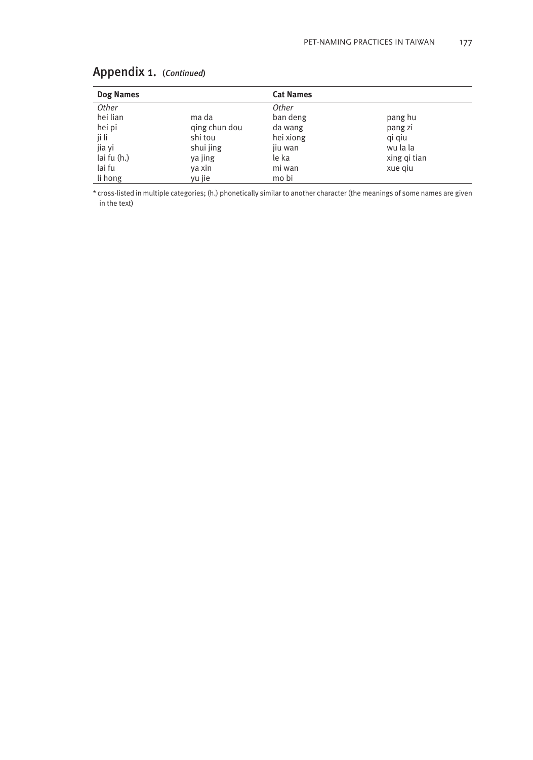## Appendix 1. (*Continued*)

| Dog Names | | Cat Names | |
|---|---|---|---|
| *Other* | | *Other* | |
| hei lian | ma da | ban deng | pang hu |
| hei pi | qing chun dou | da wang | pang zi |
| ji li | shi tou | hei xiong | qi qiu |
| jia yi | shui jing | jiu wan | wu la la |
| lai fu (h.) | ya jing | le ka | xing qi tian |
| lai fu | ya xin | mi wan | xue qiu |
| li hong | yu jie | mo bi | |

* cross-listed in multiple categories; (h.) phonetically similar to another character (the meanings of some names are given in the text)